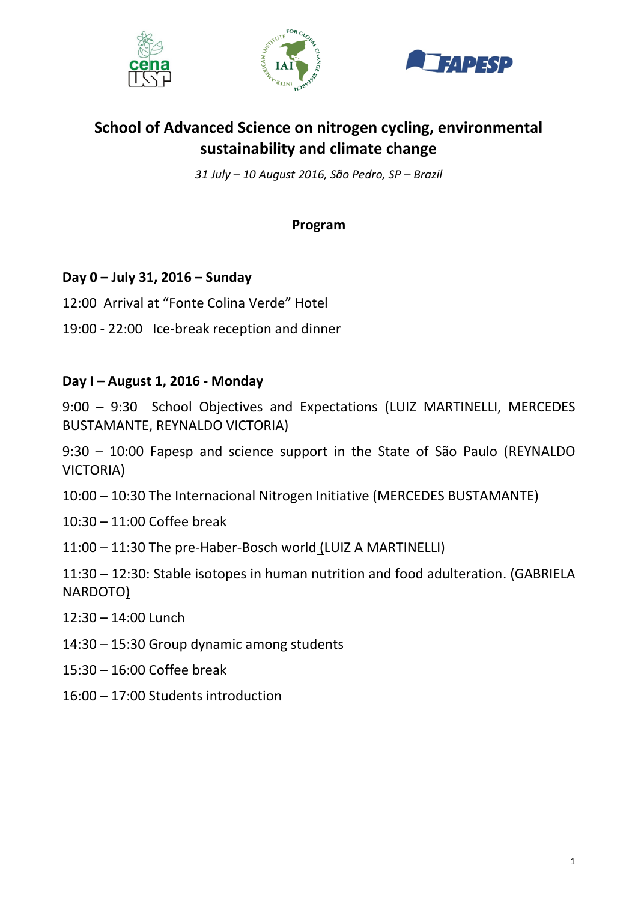# School of Advanced Science on nitrogen cycling, environmental sustainability and climate change

*31 July – 10 August 2016, São Pedro, SP – Brazil*

## Program

### Day 0 – July 31, 2016 – Sunday

12:00 Arrival at "Fonte Colina Verde" Hotel

19:00 - 22:00 Ice-break reception and dinner

### Day I – August 1, 2016 - Monday

9:00 – 9:30 School Objectives and Expectations (LUIZ MARTINELLI, MERCEDES BUSTAMANTE, REYNALDO VICTORIA)

9:30 – 10:00 Fapesp and science support in the State of São Paulo (REYNALDO VICTORIA)

10:00 – 10:30 The Internacional Nitrogen Initiative (MERCEDES BUSTAMANTE)

10:30 – 11:00 Coffee break

11:00 – 11:30 The pre-Haber-Bosch world (LUIZ A MARTINELLI)

11:30 – 12:30: Stable isotopes in human nutrition and food adulteration. (GABRIELA NARDOTO)

12:30 – 14:00 Lunch

14:30 – 15:30 Group dynamic among students

15:30 – 16:00 Coffee break

16:00 – 17:00 Students introduction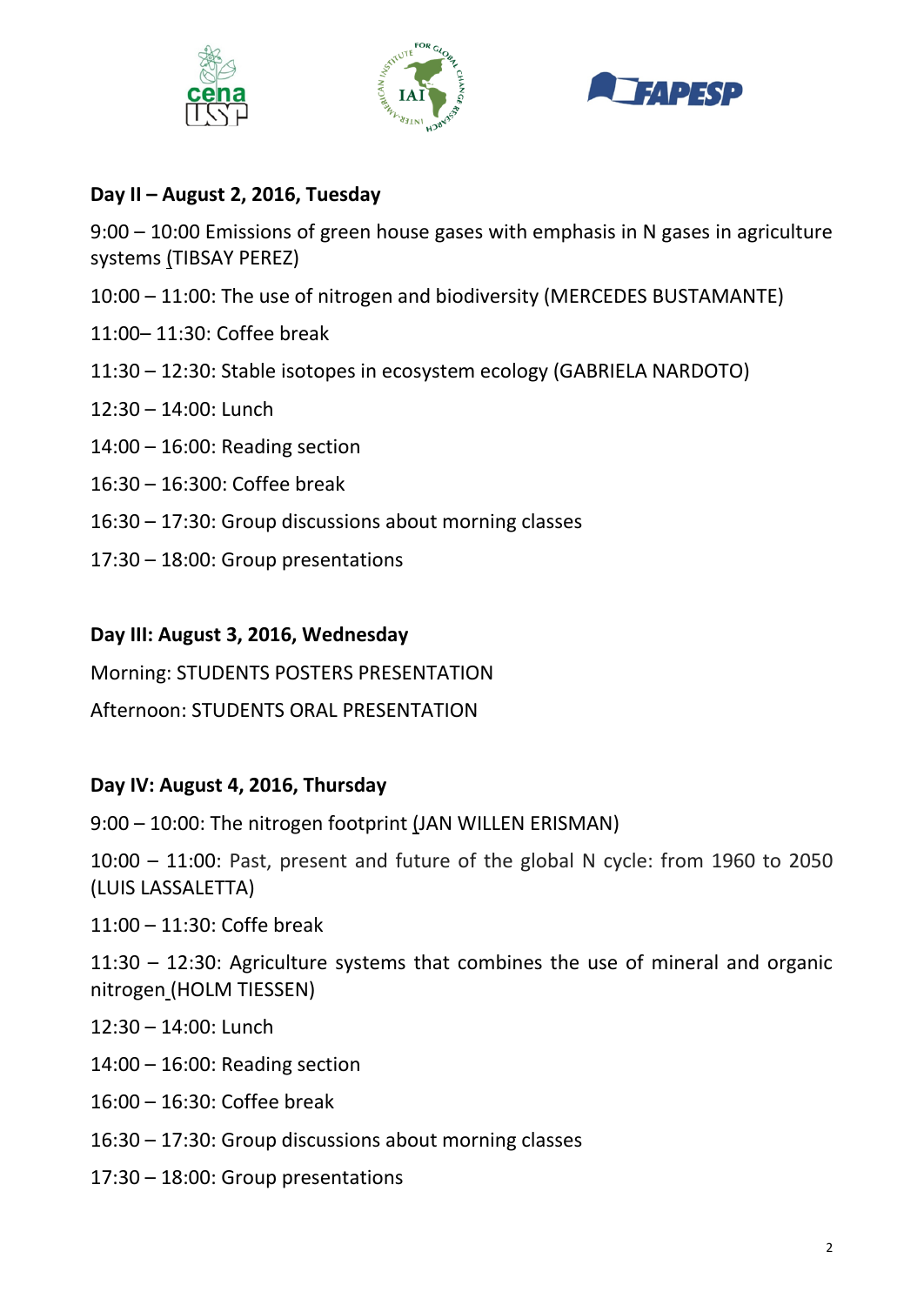**Day II – August 2, 2016, Tuesday**

9:00 – 10:00 Emissions of green house gases with emphasis in N gases in agriculture systems (TIBSAY PEREZ)

10:00 – 11:00: The use of nitrogen and biodiversity (MERCEDES BUSTAMANTE)

11:00– 11:30: Coffee break

11:30 – 12:30: Stable isotopes in ecosystem ecology (GABRIELA NARDOTO)

12:30 – 14:00: Lunch

14:00 – 16:00: Reading section

16:30 – 16:300: Coffee break

16:30 – 17:30: Group discussions about morning classes

17:30 – 18:00: Group presentations

**Day III: August 3, 2016, Wednesday**

Morning: STUDENTS POSTERS PRESENTATION

Afternoon: STUDENTS ORAL PRESENTATION

**Day IV: August 4, 2016, Thursday**

9:00 – 10:00: The nitrogen footprint (JAN WILLEN ERISMAN)

10:00 – 11:00: Past, present and future of the global N cycle: from 1960 to 2050 (LUIS LASSALETTA)

11:00 – 11:30: Coffe break

11:30 – 12:30: Agriculture systems that combines the use of mineral and organic nitrogen (HOLM TIESSEN)

12:30 – 14:00: Lunch

14:00 – 16:00: Reading section

16:00 – 16:30: Coffee break

16:30 – 17:30: Group discussions about morning classes

17:30 – 18:00: Group presentations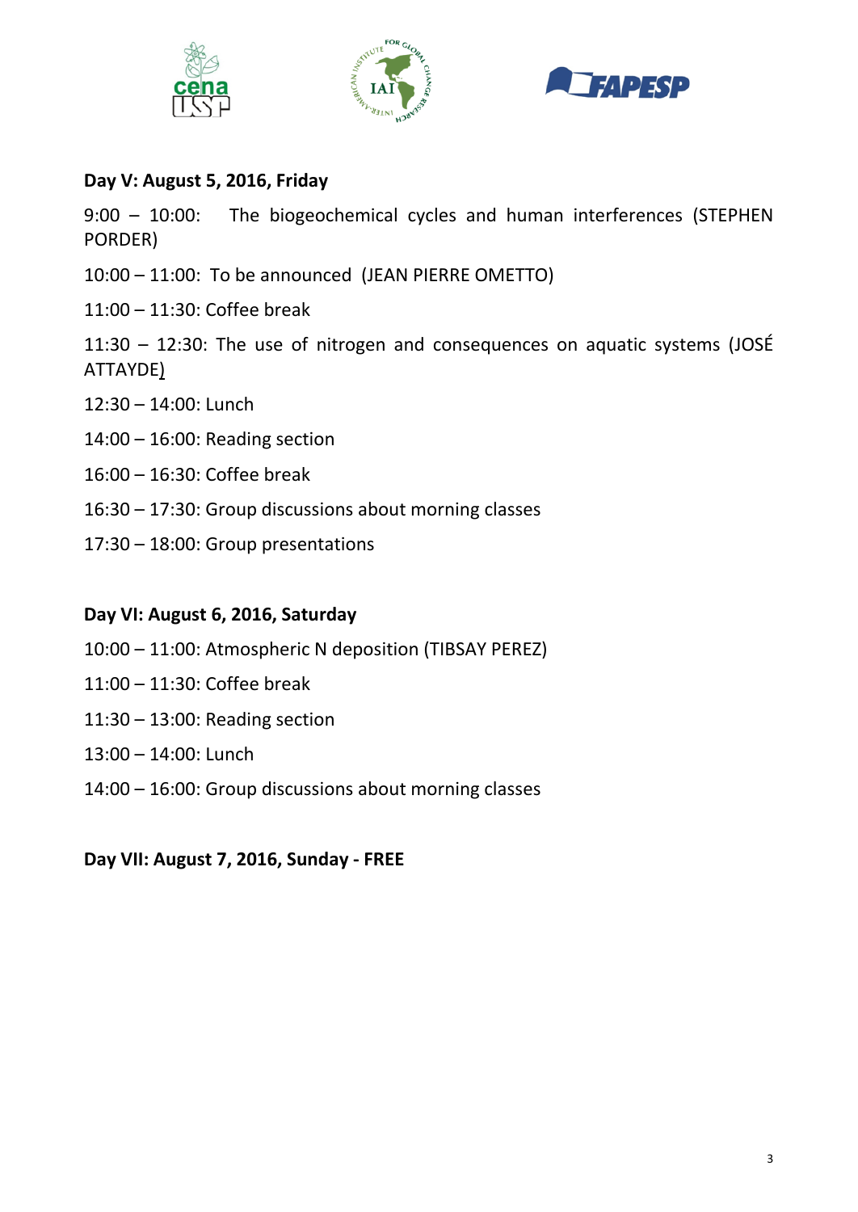**Day V: August 5, 2016, Friday**

9:00 – 10:00: The biogeochemical cycles and human interferences (STEPHEN PORDER)

10:00 – 11:00: To be announced (JEAN PIERRE OMETTO)

11:00 – 11:30: Coffee break

11:30 – 12:30: The use of nitrogen and consequences on aquatic systems (JOSÉ ATTAYDE)

12:30 – 14:00: Lunch

14:00 – 16:00: Reading section

16:00 – 16:30: Coffee break

16:30 – 17:30: Group discussions about morning classes

17:30 – 18:00: Group presentations

**Day VI: August 6, 2016, Saturday**

10:00 – 11:00: Atmospheric N deposition (TIBSAY PEREZ)

11:00 – 11:30: Coffee break

11:30 – 13:00: Reading section

13:00 – 14:00: Lunch

14:00 – 16:00: Group discussions about morning classes

**Day VII: August 7, 2016, Sunday - FREE**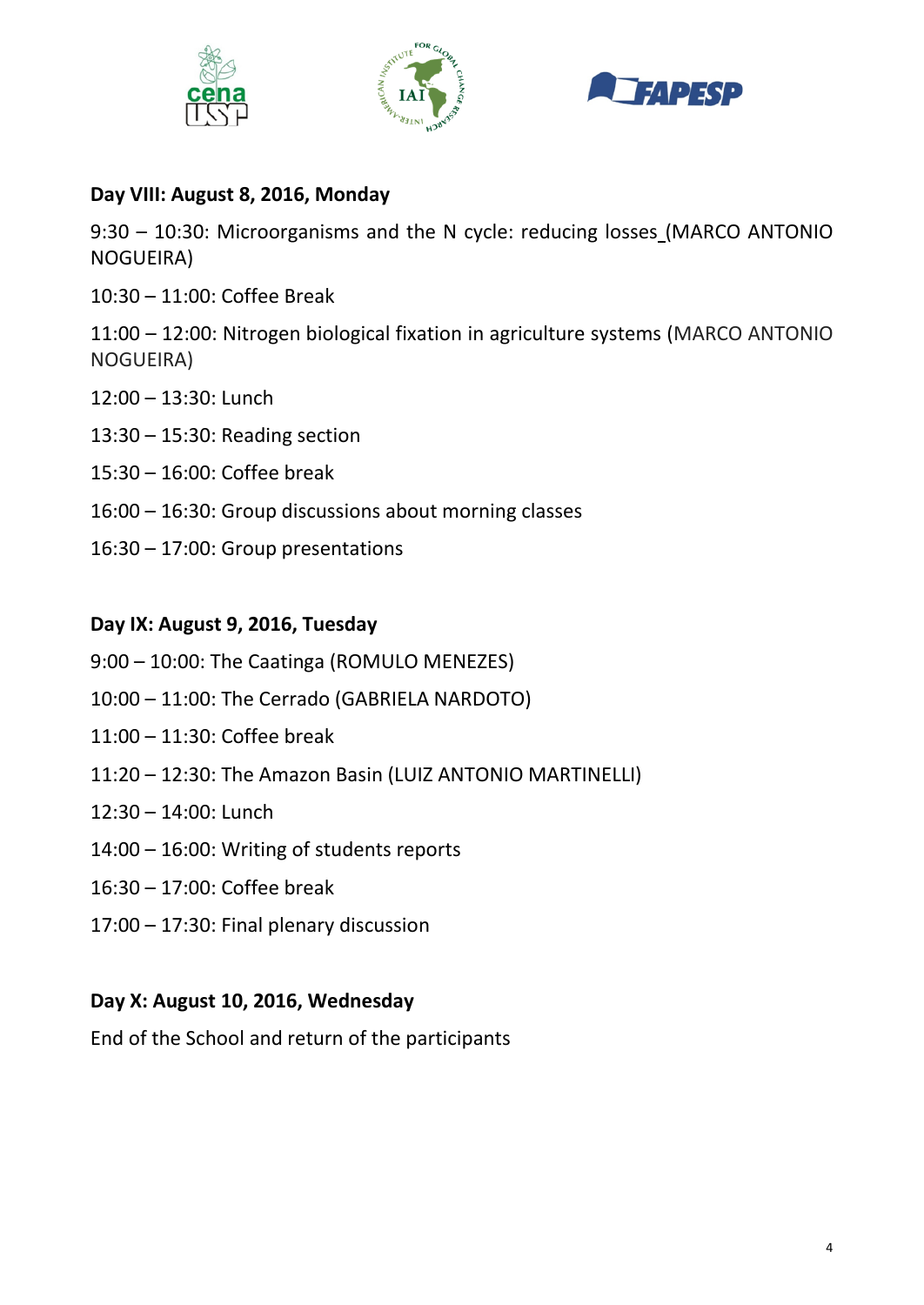**Day VIII: August 8, 2016, Monday**

9:30 – 10:30: Microorganisms and the N cycle: reducing losses (MARCO ANTONIO NOGUEIRA)

10:30 – 11:00: Coffee Break

11:00 – 12:00: Nitrogen biological fixation in agriculture systems (MARCO ANTONIO NOGUEIRA)

12:00 – 13:30: Lunch

13:30 – 15:30: Reading section

15:30 – 16:00: Coffee break

16:00 – 16:30: Group discussions about morning classes

16:30 – 17:00: Group presentations

**Day IX: August 9, 2016, Tuesday**

9:00 – 10:00: The Caatinga (ROMULO MENEZES)

10:00 – 11:00: The Cerrado (GABRIELA NARDOTO)

11:00 – 11:30: Coffee break

11:20 – 12:30: The Amazon Basin (LUIZ ANTONIO MARTINELLI)

12:30 – 14:00: Lunch

14:00 – 16:00: Writing of students reports

16:30 – 17:00: Coffee break

17:00 – 17:30: Final plenary discussion

**Day X: August 10, 2016, Wednesday**

End of the School and return of the participants